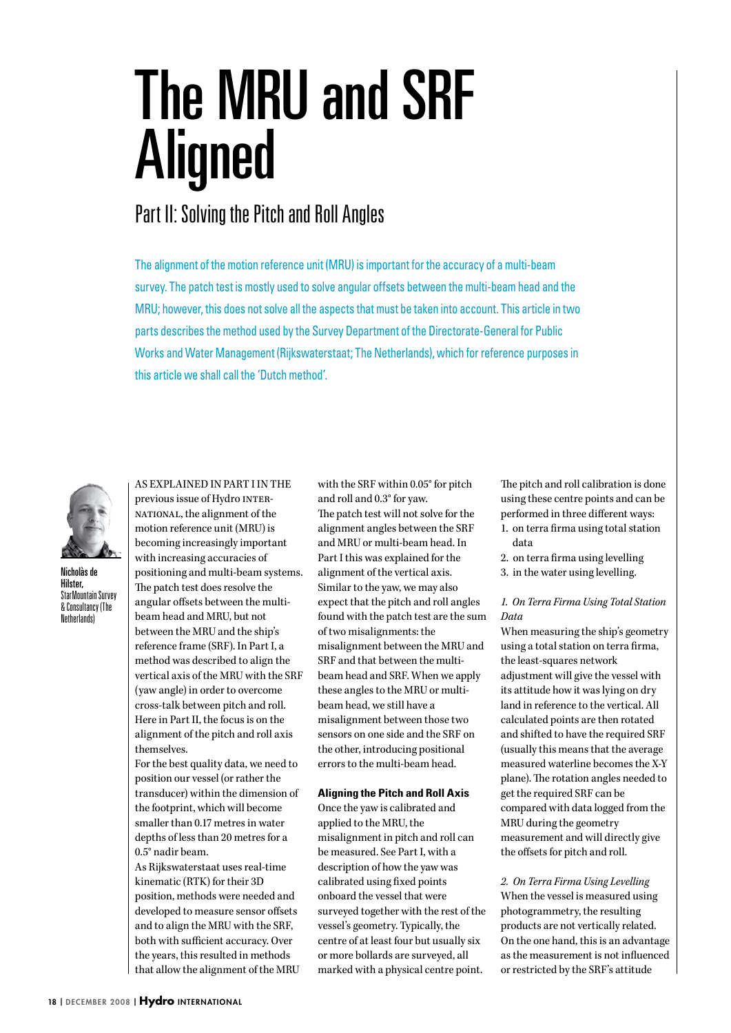# The MRU and SRF Aligned

## Part II: Solving the Pitch and Roll Angles

The alignment of the motion reference unit (MRU) is important for the accuracy of a multi-beam survey. The patch test is mostly used to solve angular offsets between the multi-beam head and the MRU; however, this does not solve all the aspects that must be taken into account. This article in two parts describes the method used by the Survey Department of the Directorate-General for Public Works and Water Management (Rijkswaterstaat; The Netherlands), which for reference purposes in this article we shall call the 'Dutch method'.

**Nicholàs de Hilster,** StarMountain Survey & Consultancy (The Netherlands)

AS EXPLAINED IN PART I IN THE previous issue of Hydro INTERNATIONAL, the alignment of the motion reference unit (MRU) is becoming increasingly important with increasing accuracies of positioning and multi-beam systems. The patch test does resolve the angular offsets between the multi-beam head and MRU, but not between the MRU and the ship's reference frame (SRF). In Part I, a method was described to align the vertical axis of the MRU with the SRF (yaw angle) in order to overcome cross-talk between pitch and roll. Here in Part II, the focus is on the alignment of the pitch and roll axis themselves.

For the best quality data, we need to position our vessel (or rather the transducer) within the dimension of the footprint, which will become smaller than 0.17 metres in water depths of less than 20 metres for a 0.5° nadir beam.

As Rijkswaterstaat uses real-time kinematic (RTK) for their 3D position, methods were needed and developed to measure sensor offsets and to align the MRU with the SRF, both with sufficient accuracy. Over the years, this resulted in methods that allow the alignment of the MRU with the SRF within 0.05° for pitch and roll and 0.3° for yaw.

The patch test will not solve for the alignment angles between the SRF and MRU or multi-beam head. In Part I this was explained for the alignment of the vertical axis. Similar to the yaw, we may also expect that the pitch and roll angles found with the patch test are the sum of two misalignments: the misalignment between the MRU and SRF and that between the multi-beam head and SRF. When we apply these angles to the MRU or multi-beam head, we still have a misalignment between those two sensors on one side and the SRF on the other, introducing positional errors to the multi-beam head.

### Aligning the Pitch and Roll Axis

Once the yaw is calibrated and applied to the MRU, the misalignment in pitch and roll can be measured. See Part I, with a description of how the yaw was calibrated using fixed points onboard the vessel that were surveyed together with the rest of the vessel's geometry. Typically, the centre of at least four but usually six or more bollards are surveyed, all marked with a physical centre point.

The pitch and roll calibration is done using these centre points and can be performed in three different ways:

1. on terra firma using total station data
2. on terra firma using levelling
3. in the water using levelling.

*1. On Terra Firma Using Total Station Data*

When measuring the ship's geometry using a total station on terra firma, the least-squares network adjustment will give the vessel with its attitude how it was lying on dry land in reference to the vertical. All calculated points are then rotated and shifted to have the required SRF (usually this means that the average measured waterline becomes the X-Y plane). The rotation angles needed to get the required SRF can be compared with data logged from the MRU during the geometry measurement and will directly give the offsets for pitch and roll.

*2. On Terra Firma Using Levelling*

When the vessel is measured using photogrammetry, the resulting products are not vertically related. On the one hand, this is an advantage as the measurement is not influenced or restricted by the SRF's attitude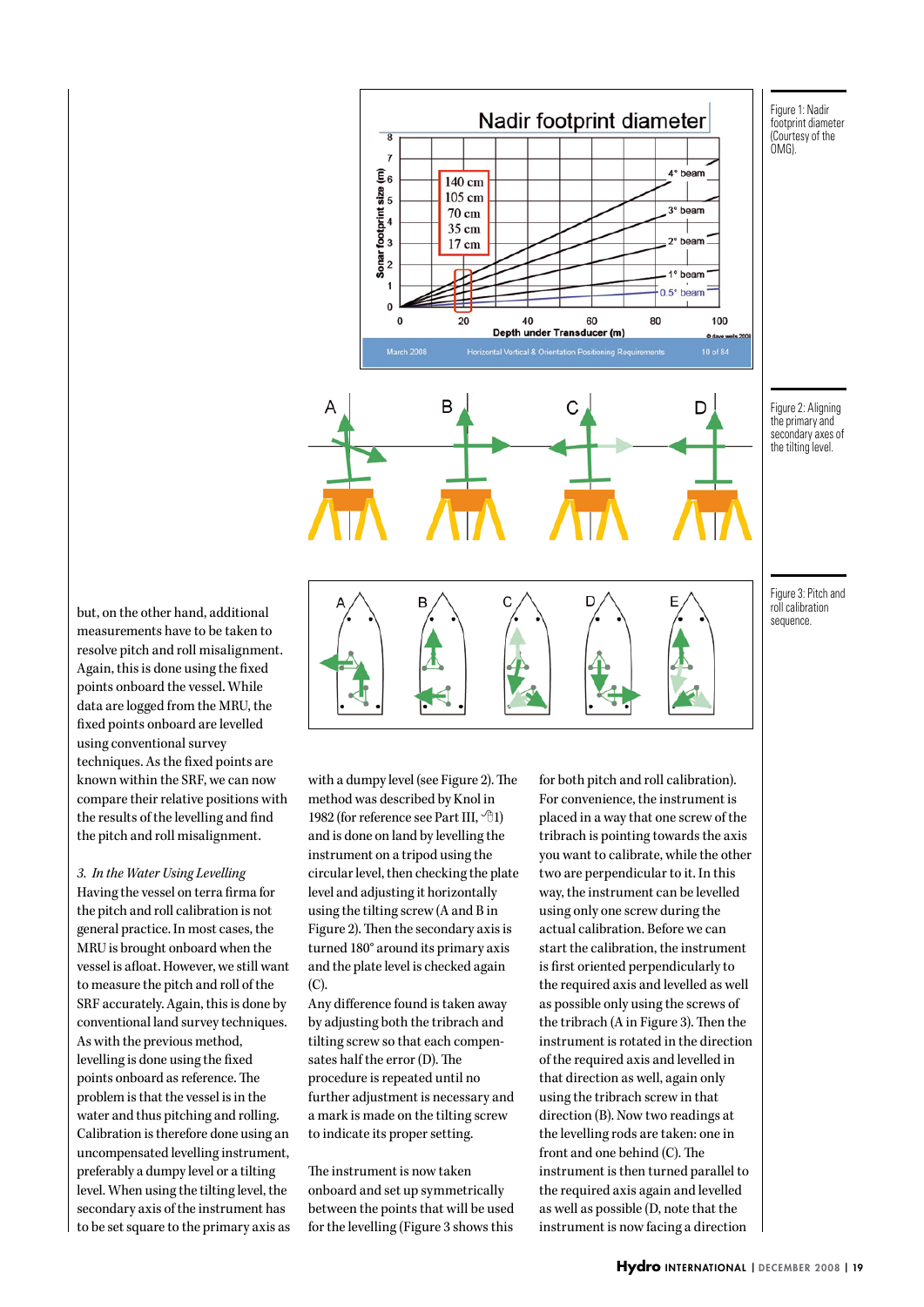Figure 1: Nadir footprint diameter (Courtesy of the OMG).

Figure 2: Aligning the primary and secondary axes of the tilting level.

Figure 3: Pitch and roll calibration sequence.

but, on the other hand, additional measurements have to be taken to resolve pitch and roll misalignment. Again, this is done using the fixed points onboard the vessel. While data are logged from the MRU, the fixed points onboard are levelled using conventional survey techniques. As the fixed points are known within the SRF, we can now compare their relative positions with the results of the levelling and find the pitch and roll misalignment.

*3. In the Water Using Levelling*

Having the vessel on terra firma for the pitch and roll calibration is not general practice. In most cases, the MRU is brought onboard when the vessel is afloat. However, we still want to measure the pitch and roll of the SRF accurately. Again, this is done by conventional land survey techniques. As with the previous method, levelling is done using the fixed points onboard as reference. The problem is that the vessel is in the water and thus pitching and rolling. Calibration is therefore done using an uncompensated levelling instrument, preferably a dumpy level or a tilting level. When using the tilting level, the secondary axis of the instrument has to be set square to the primary axis as with a dumpy level (see Figure 2). The method was described by Knol in 1982 (for reference see Part III, 1) and is done on land by levelling the instrument on a tripod using the circular level, then checking the plate level and adjusting it horizontally using the tilting screw (A and B in Figure 2). Then the secondary axis is turned 180° around its primary axis and the plate level is checked again (C).

Any difference found is taken away by adjusting both the tribrach and tilting screw so that each compensates half the error (D). The procedure is repeated until no further adjustment is necessary and a mark is made on the tilting screw to indicate its proper setting.

The instrument is now taken onboard and set up symmetrically between the points that will be used for the levelling (Figure 3 shows this for both pitch and roll calibration). For convenience, the instrument is placed in a way that one screw of the tribrach is pointing towards the axis you want to calibrate, while the other two are perpendicular to it. In this way, the instrument can be levelled using only one screw during the actual calibration. Before we can start the calibration, the instrument is first oriented perpendicularly to the required axis and levelled as well as possible only using the screws of the tribrach (A in Figure 3). Then the instrument is rotated in the direction of the required axis and levelled in that direction as well, again only using the tribrach screw in that direction (B). Now two readings at the levelling rods are taken: one in front and one behind (C). The instrument is then turned parallel to the required axis again and levelled as well as possible (D, note that the instrument is now facing a direction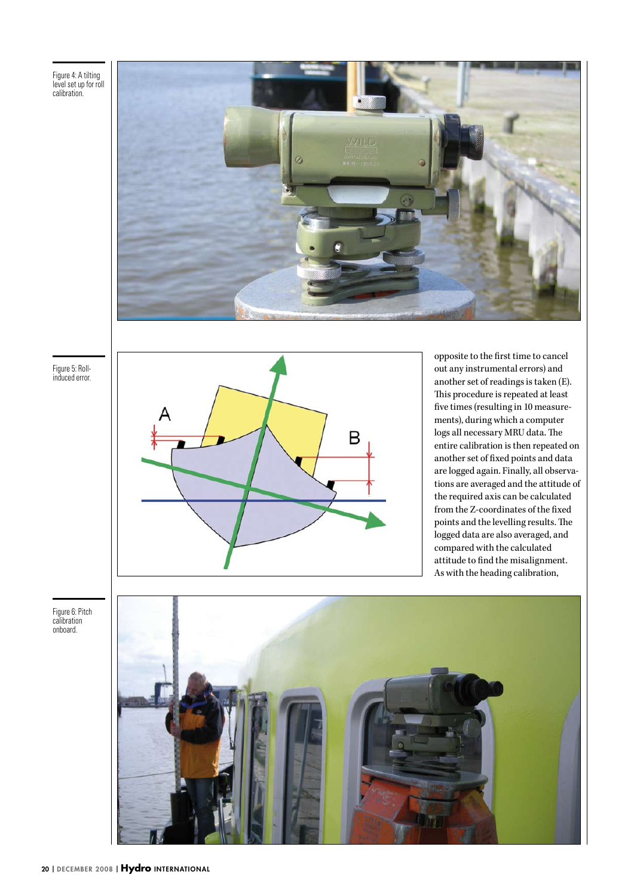Figure 4: A tilting level set up for roll calibration.

Figure 5: Roll-induced error.

opposite to the first time to cancel out any instrumental errors) and another set of readings is taken (E). This procedure is repeated at least five times (resulting in 10 measurements), during which a computer logs all necessary MRU data. The entire calibration is then repeated on another set of fixed points and data are logged again. Finally, all observations are averaged and the attitude of the required axis can be calculated from the Z-coordinates of the fixed points and the levelling results. The logged data are also averaged, and compared with the calculated attitude to find the misalignment. As with the heading calibration,

Figure 6: Pitch calibration onboard.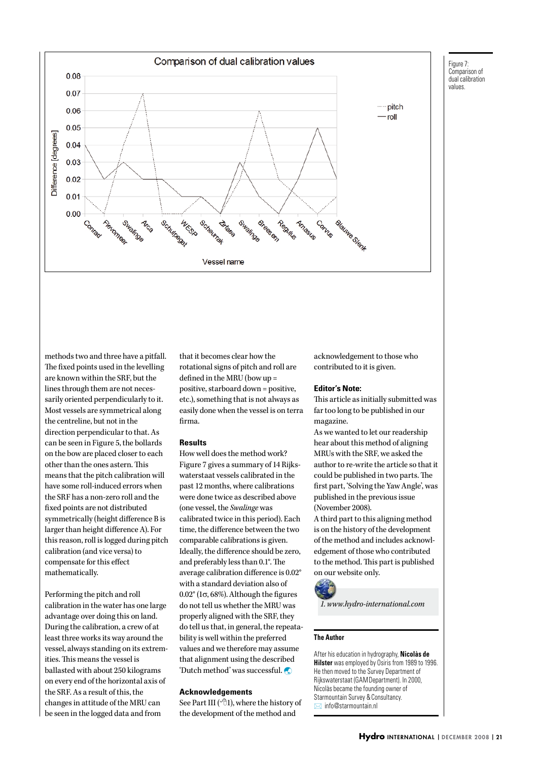Comparison of dual calibration values

Difference [degrees]

0.08
0.07
0.06
0.05
0.04
0.03
0.02
0.01
0.00

pitch
roll

Conrad
Flevomeer
Swalinge
Arca
Schuitegat
WESP
Scheurrak
Zirfaea
Swalinge
Breesem
Regulus
Amasus
Corvus
Blauwe Slenk

Vessel name

Figure 7: Comparison of dual calibration values.

methods two and three have a pitfall. The fixed points used in the levelling are known within the SRF, but the lines through them are not necessarily oriented perpendicularly to it. Most vessels are symmetrical along the centreline, but not in the direction perpendicular to that. As can be seen in Figure 5, the bollards on the bow are placed closer to each other than the ones astern. This means that the pitch calibration will have some roll-induced errors when the SRF has a non-zero roll and the fixed points are not distributed symmetrically (height difference B is larger than height difference A). For this reason, roll is logged during pitch calibration (and vice versa) to compensate for this effect mathematically.

Performing the pitch and roll calibration in the water has one large advantage over doing this on land. During the calibration, a crew of at least three works its way around the vessel, always standing on its extremities. This means the vessel is ballasted with about 250 kilograms on every end of the horizontal axis of the SRF. As a result of this, the changes in attitude of the MRU can be seen in the logged data and from that it becomes clear how the rotational signs of pitch and roll are defined in the MRU (bow up = positive, starboard down = positive, etc.), something that is not always as easily done when the vessel is on terra firma.

### Results

How well does the method work? Figure 7 gives a summary of 14 Rijkswaterstaat vessels calibrated in the past 12 months, where calibrations were done twice as described above (one vessel, the *Swalinge* was calibrated twice in this period). Each time, the difference between the two comparable calibrations is given. Ideally, the difference should be zero, and preferably less than 0.1°. The average calibration difference is 0.02° with a standard deviation also of 0.02° (1σ, 68%). Although the figures do not tell us whether the MRU was properly aligned with the SRF, they do tell us that, in general, the repeatability is well within the preferred values and we therefore may assume that alignment using the described 'Dutch method' was successful.

### Acknowledgements

See Part III (1), where the history of the development of the method and acknowledgement to those who contributed to it is given.

### Editor's Note:

This article as initially submitted was far too long to be published in our magazine.
As we wanted to let our readership hear about this method of aligning MRUs with the SRF, we asked the author to re-write the article so that it could be published in two parts. The first part, 'Solving the Yaw Angle', was published in the previous issue (November 2008).
A third part to this aligning method is on the history of the development of the method and includes acknowledgement of those who contributed to the method. This part is published on our website only.

*1. www.hydro-international.com*

### The Author

After his education in hydrography, **Nicolàs de Hilster** was employed by Osiris from 1989 to 1996. He then moved to the Survey Department of Rijkswaterstaat (GAM Department). In 2000, Nicolàs became the founding owner of Starmountain Survey & Consultancy.
info@starmountain.nl